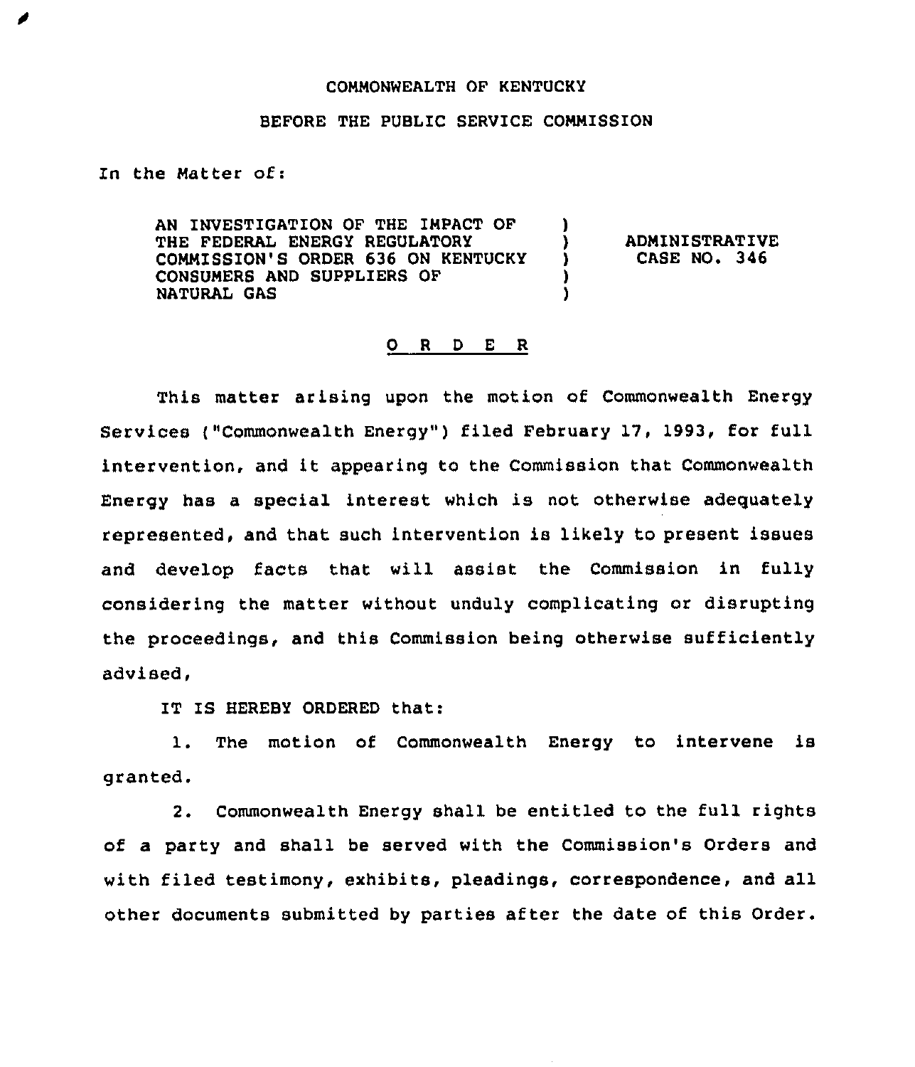COMMONWEALTH OF KENTUCKY

BEFORE THE PUBLIC SERVICE COMMISSION

In the Matter of:

| | | |
|---|---|---|
| AN INVESTIGATION OF THE IMPACT OF THE FEDERAL ENERGY REGULATORY COMMISSION'S ORDER 636 ON KENTUCKY CONSUMERS AND SUPPLIERS OF NATURAL GAS | ) ) ) ) ) | ADMINISTRATIVE CASE NO. 346 |

## O R D E R

This matter arising upon the motion of Commonwealth Energy Services ("Commonwealth Energy") filed February 17, 1993, for full intervention, and it appearing to the Commission that Commonwealth Energy has a special interest which is not otherwise adequately represented, and that such intervention is likely to present issues and develop facts that will assist the Commission in fully considering the matter without unduly complicating or disrupting the proceedings, and this Commission being otherwise sufficiently advised,

IT IS HEREBY ORDERED that:

1. The motion of Commonwealth Energy to intervene is granted.

2. Commonwealth Energy shall be entitled to the full rights of a party and shall be served with the Commission's Orders and with filed testimony, exhibits, pleadings, correspondence, and all other documents submitted by parties after the date of this Order.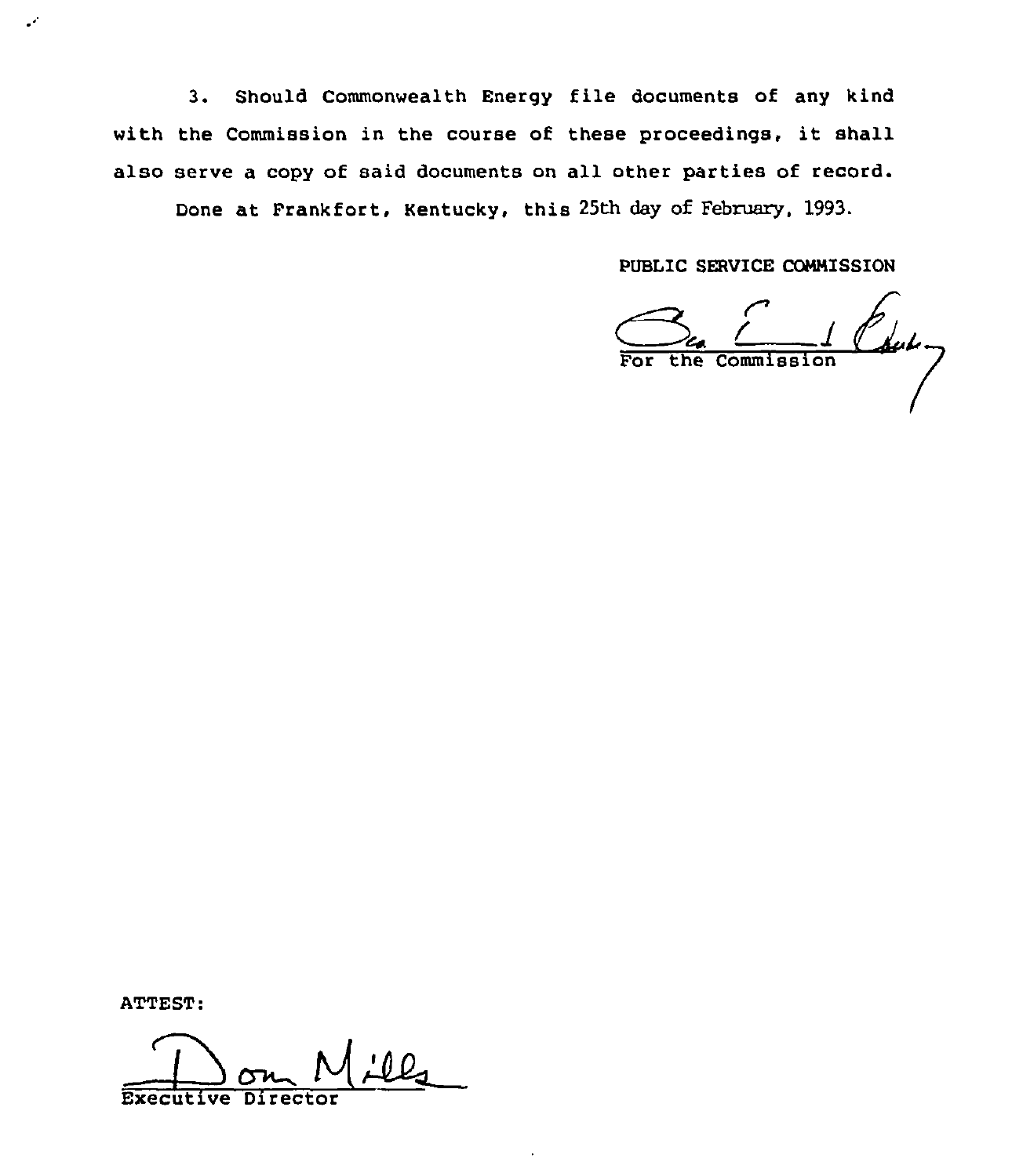3. Should Commonwealth Energy file documents of any kind with the Commission in the course of these proceedings, it shall also serve a copy of said documents on all other parties of record.

Done at Frankfort, Kentucky, this 25th day of February, 1993.

PUBLIC SERVICE COMMISSION

For the Commission

ATTEST:

Executive Director